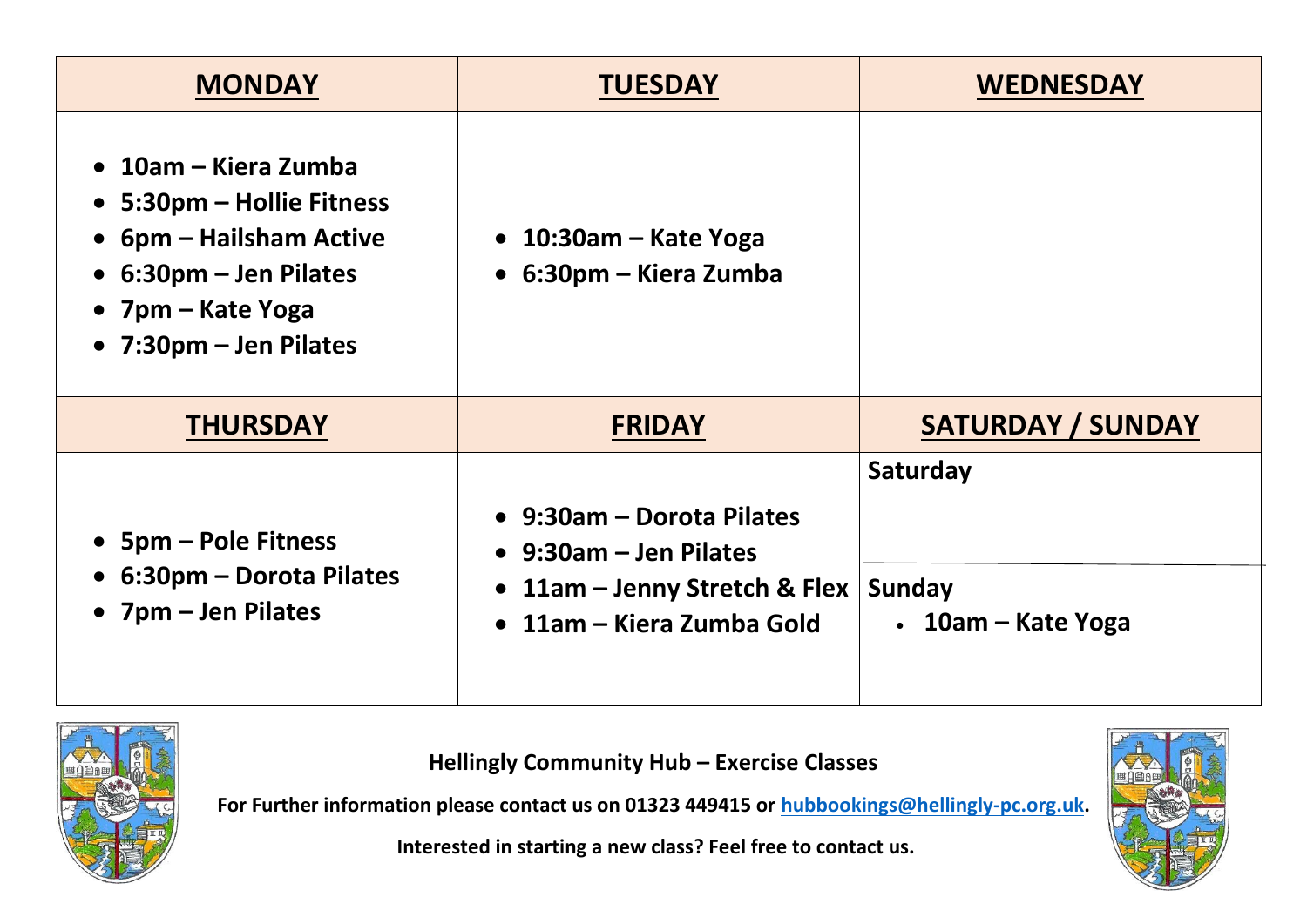| MONDAY | TUESDAY | WEDNESDAY |
| --- | --- | --- |
| • 10am – Kiera Zumba<br>• 5:30pm – Hollie Fitness<br>• 6pm – Hailsham Active<br>• 6:30pm – Jen Pilates<br>• 7pm – Kate Yoga<br>• 7:30pm – Jen Pilates | • 10:30am – Kate Yoga<br>• 6:30pm – Kiera Zumba | |
| **THURSDAY** | **FRIDAY** | **SATURDAY / SUNDAY** |
| • 5pm – Pole Fitness<br>• 6:30pm – Dorota Pilates<br>• 7pm – Jen Pilates | • 9:30am – Dorota Pilates<br>• 9:30am – Jen Pilates<br>• 11am – Jenny Stretch & Flex<br>• 11am – Kiera Zumba Gold | **Saturday**<br><br>**Sunday**<br>• 10am – Kate Yoga |

**Hellingly Community Hub – Exercise Classes**

**For Further information please contact us on 01323 449415 or hubbookings@hellingly-pc.org.uk.**

**Interested in starting a new class? Feel free to contact us.**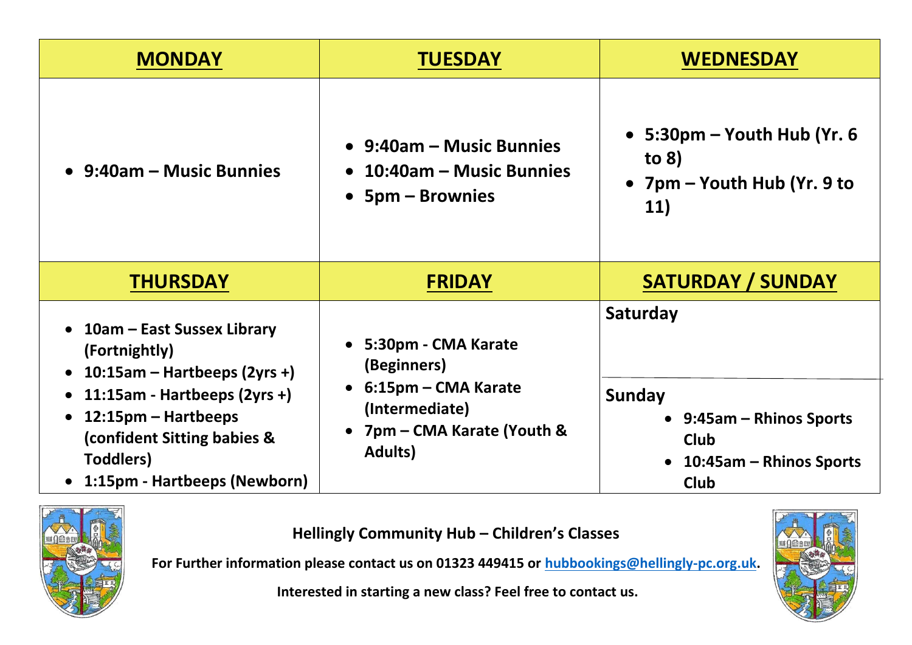| MONDAY | TUESDAY | WEDNESDAY |
|---|---|---|
| • 9:40am – Music Bunnies | • 9:40am – Music Bunnies<br>• 10:40am – Music Bunnies<br>• 5pm – Brownies | • 5:30pm – Youth Hub (Yr. 6 to 8)<br>• 7pm – Youth Hub (Yr. 9 to 11) |
| **THURSDAY** | **FRIDAY** | **SATURDAY / SUNDAY** |
| • 10am – East Sussex Library (Fortnightly)<br>• 10:15am – Hartbeeps (2yrs +)<br>• 11:15am - Hartbeeps (2yrs +)<br>• 12:15pm – Hartbeeps (confident Sitting babies & Toddlers)<br>• 1:15pm - Hartbeeps (Newborn) | • 5:30pm - CMA Karate (Beginners)<br>• 6:15pm – CMA Karate (Intermediate)<br>• 7pm – CMA Karate (Youth & Adults) | **Saturday**<br><br>**Sunday**<br>• 9:45am – Rhinos Sports Club<br>• 10:45am – Rhinos Sports Club |

**Hellingly Community Hub – Children's Classes**

**For Further information please contact us on 01323 449415 or hubbookings@hellingly-pc.org.uk.**

**Interested in starting a new class? Feel free to contact us.**